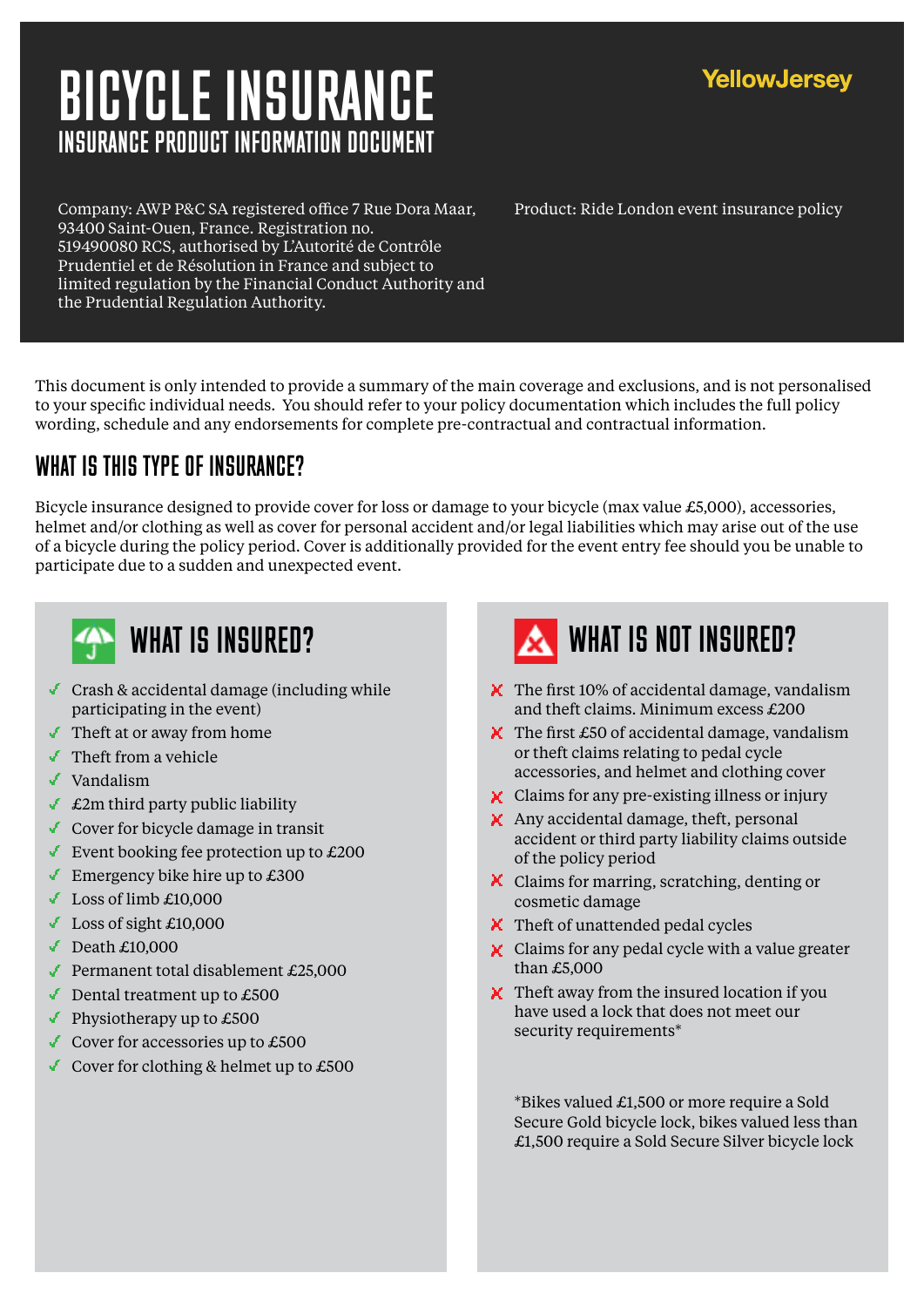# BICYCLE INSURANCE

## INSURANCE PRODUCT INFORMATION DOCUMENT

YellowJersey

Company: AWP P&C SA registered office 7 Rue Dora Maar, 93400 Saint-Ouen, France. Registration no. 519490080 RCS, authorised by L'Autorité de Contrôle Prudentiel et de Résolution in France and subject to limited regulation by the Financial Conduct Authority and the Prudential Regulation Authority.

Product: Ride London event insurance policy

This document is only intended to provide a summary of the main coverage and exclusions, and is not personalised to your specific individual needs. You should refer to your policy documentation which includes the full policy wording, schedule and any endorsements for complete pre-contractual and contractual information.

## WHAT IS THIS TYPE OF INSURANCE?

Bicycle insurance designed to provide cover for loss or damage to your bicycle (max value £5,000), accessories, helmet and/or clothing as well as cover for personal accident and/or legal liabilities which may arise out of the use of a bicycle during the policy period. Cover is additionally provided for the event entry fee should you be unable to participate due to a sudden and unexpected event.

## WHAT IS INSURED?

- ✓ Crash & accidental damage (including while participating in the event)
- ✓ Theft at or away from home
- ✓ Theft from a vehicle
- ✓ Vandalism
- ✓ £2m third party public liability
- ✓ Cover for bicycle damage in transit
- ✓ Event booking fee protection up to £200
- ✓ Emergency bike hire up to £300
- ✓ Loss of limb £10,000
- ✓ Loss of sight £10,000
- ✓ Death £10,000
- ✓ Permanent total disablement £25,000
- ✓ Dental treatment up to £500
- ✓ Physiotherapy up to £500
- ✓ Cover for accessories up to £500
- ✓ Cover for clothing & helmet up to £500

## WHAT IS NOT INSURED?

- ✗ The first 10% of accidental damage, vandalism and theft claims. Minimum excess £200
- ✗ The first £50 of accidental damage, vandalism or theft claims relating to pedal cycle accessories, and helmet and clothing cover
- ✗ Claims for any pre-existing illness or injury
- ✗ Any accidental damage, theft, personal accident or third party liability claims outside of the policy period
- ✗ Claims for marring, scratching, denting or cosmetic damage
- ✗ Theft of unattended pedal cycles
- ✗ Claims for any pedal cycle with a value greater than £5,000
- ✗ Theft away from the insured location if you have used a lock that does not meet our security requirements*

*Bikes valued £1,500 or more require a Sold Secure Gold bicycle lock, bikes valued less than £1,500 require a Sold Secure Silver bicycle lock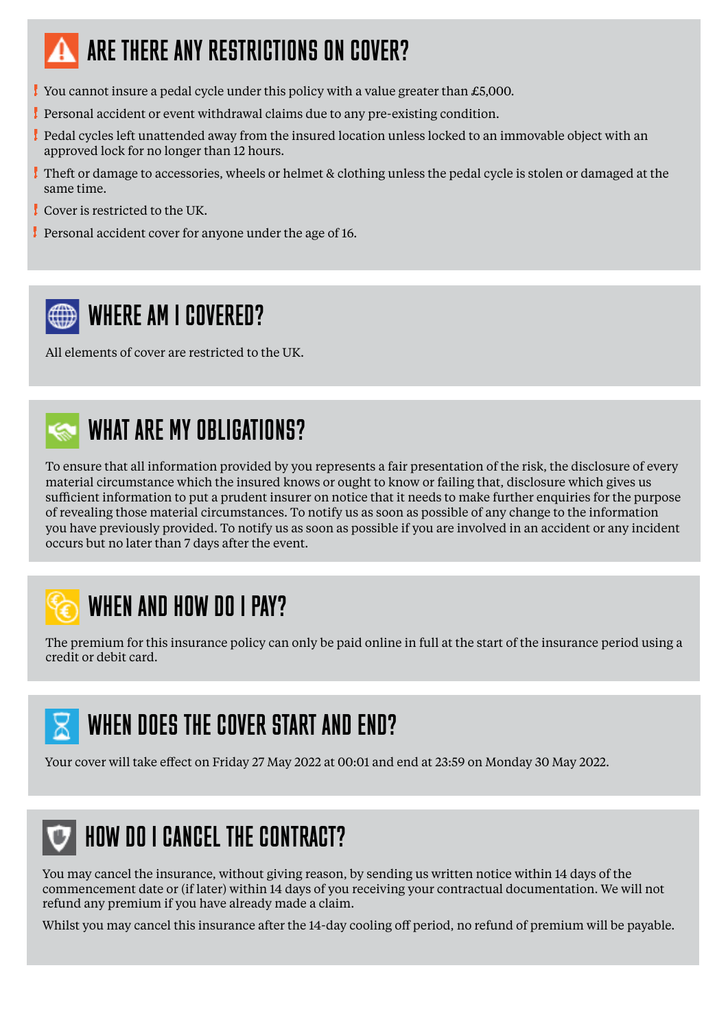## ARE THERE ANY RESTRICTIONS ON COVER?

- You cannot insure a pedal cycle under this policy with a value greater than £5,000.
- Personal accident or event withdrawal claims due to any pre-existing condition.
- Pedal cycles left unattended away from the insured location unless locked to an immovable object with an approved lock for no longer than 12 hours.
- Theft or damage to accessories, wheels or helmet & clothing unless the pedal cycle is stolen or damaged at the same time.
- Cover is restricted to the UK.
- Personal accident cover for anyone under the age of 16.

## WHERE AM I COVERED?

All elements of cover are restricted to the UK.

## WHAT ARE MY OBLIGATIONS?

To ensure that all information provided by you represents a fair presentation of the risk, the disclosure of every material circumstance which the insured knows or ought to know or failing that, disclosure which gives us sufficient information to put a prudent insurer on notice that it needs to make further enquiries for the purpose of revealing those material circumstances. To notify us as soon as possible of any change to the information you have previously provided. To notify us as soon as possible if you are involved in an accident or any incident occurs but no later than 7 days after the event.

## WHEN AND HOW DO I PAY?

The premium for this insurance policy can only be paid online in full at the start of the insurance period using a credit or debit card.

## WHEN DOES THE COVER START AND END?

Your cover will take effect on Friday 27 May 2022 at 00:01 and end at 23:59 on Monday 30 May 2022.

## HOW DO I CANCEL THE CONTRACT?

You may cancel the insurance, without giving reason, by sending us written notice within 14 days of the commencement date or (if later) within 14 days of you receiving your contractual documentation. We will not refund any premium if you have already made a claim.

Whilst you may cancel this insurance after the 14-day cooling off period, no refund of premium will be payable.